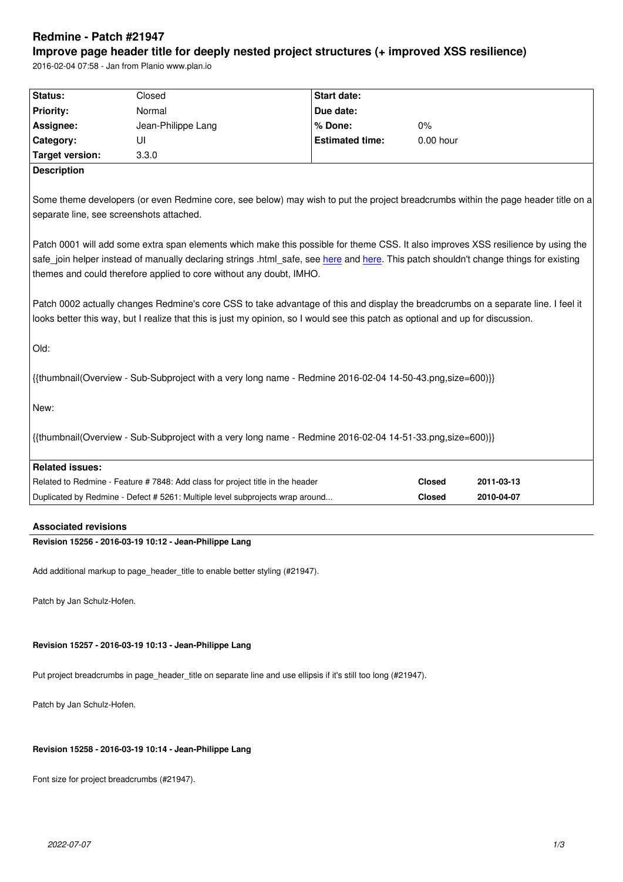# Redmine - Patch #21947

## Improve page header title for deeply nested project structures (+ improved XSS resilience)

2016-02-04 07:58 - Jan from Planio www.plan.io

| Status: | Closed | Start date: | |
|---|---|---|---|
| Priority: | Normal | Due date: | |
| Assignee: | Jean-Philippe Lang | % Done: | 0% |
| Category: | UI | Estimated time: | 0.00 hour |
| Target version: | 3.3.0 | | |

**Description**

Some theme developers (or even Redmine core, see below) may wish to put the project breadcrumbs within the page header title on a separate line, see screenshots attached.

Patch 0001 will add some extra span elements which make this possible for theme CSS. It also improves XSS resilience by using the safe_join helper instead of manually declaring strings .html_safe, see here and here. This patch shouldn't change things for existing themes and could therefore applied to core without any doubt, IMHO.

Patch 0002 actually changes Redmine's core CSS to take advantage of this and display the breadcrumbs on a separate line. I feel it looks better this way, but I realize that this is just my opinion, so I would see this patch as optional and up for discussion.

Old:

{{thumbnail(Overview - Sub-Subproject with a very long name - Redmine 2016-02-04 14-50-43.png,size=600)}}

New:

{{thumbnail(Overview - Sub-Subproject with a very long name - Redmine 2016-02-04 14-51-33.png,size=600)}}

**Related issues:**

| | | |
|---|---|---|
| Related to Redmine - Feature # 7848: Add class for project title in the header | Closed | 2011-03-13 |
| Duplicated by Redmine - Defect # 5261: Multiple level subprojects wrap around... | Closed | 2010-04-07 |

### Associated revisions

**Revision 15256 - 2016-03-19 10:12 - Jean-Philippe Lang**

Add additional markup to page_header_title to enable better styling (#21947).

Patch by Jan Schulz-Hofen.

**Revision 15257 - 2016-03-19 10:13 - Jean-Philippe Lang**

Put project breadcrumbs in page_header_title on separate line and use ellipsis if it's still too long (#21947).

Patch by Jan Schulz-Hofen.

**Revision 15258 - 2016-03-19 10:14 - Jean-Philippe Lang**

Font size for project breadcrumbs (#21947).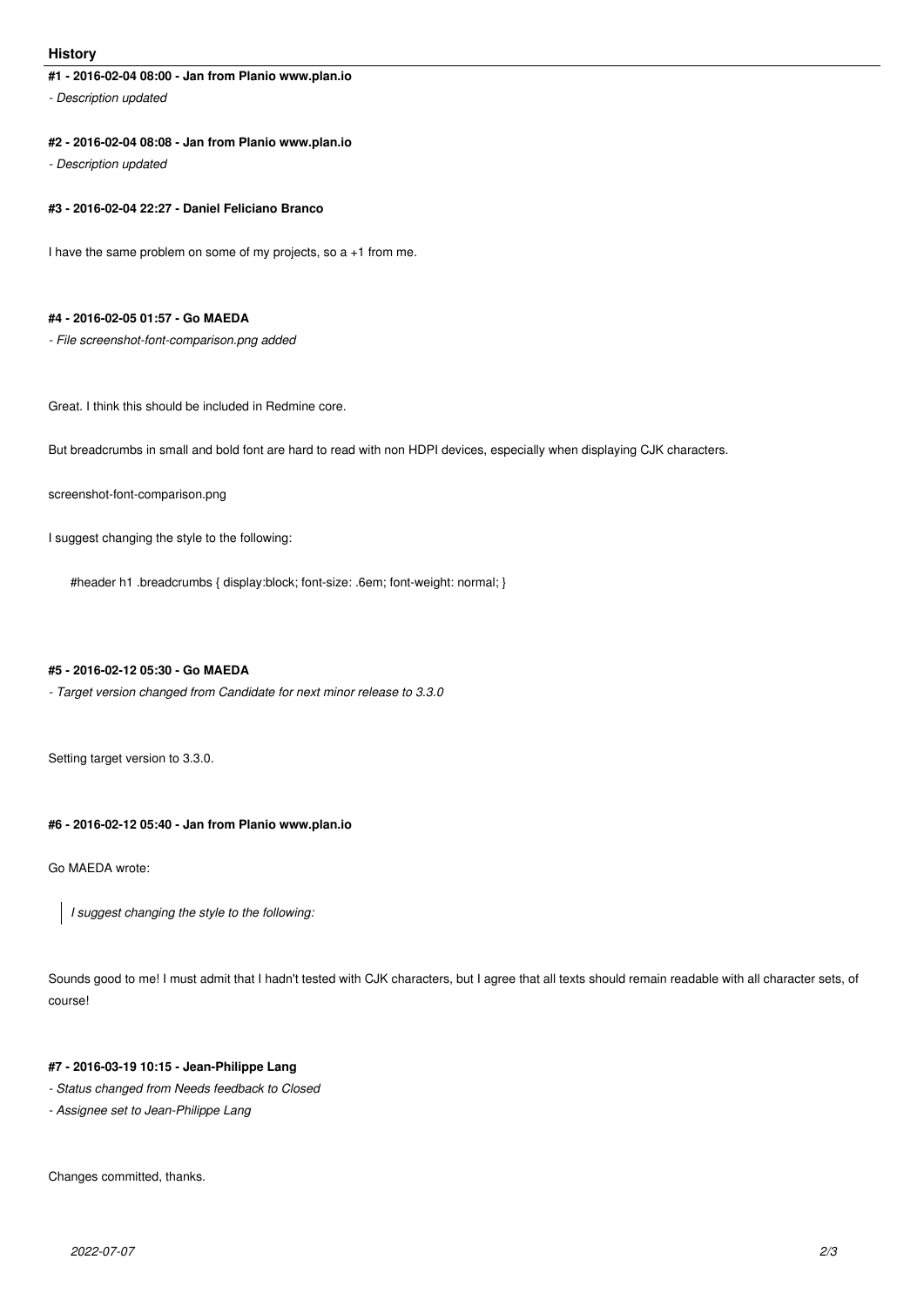## History

#### #1 - 2016-02-04 08:00 - Jan from Planio www.plan.io

*- Description updated*

#### #2 - 2016-02-04 08:08 - Jan from Planio www.plan.io

*- Description updated*

#### #3 - 2016-02-04 22:27 - Daniel Feliciano Branco

I have the same problem on some of my projects, so a +1 from me.

#### #4 - 2016-02-05 01:57 - Go MAEDA

*- File screenshot-font-comparison.png added*

Great. I think this should be included in Redmine core.

But breadcrumbs in small and bold font are hard to read with non HDPI devices, especially when displaying CJK characters.

screenshot-font-comparison.png

I suggest changing the style to the following:

```
#header h1 .breadcrumbs { display:block; font-size: .6em; font-weight: normal; }
```

#### #5 - 2016-02-12 05:30 - Go MAEDA

*- Target version changed from Candidate for next minor release to 3.3.0*

Setting target version to 3.3.0.

#### #6 - 2016-02-12 05:40 - Jan from Planio www.plan.io

Go MAEDA wrote:

> *I suggest changing the style to the following:*

Sounds good to me! I must admit that I hadn't tested with CJK characters, but I agree that all texts should remain readable with all character sets, of course!

#### #7 - 2016-03-19 10:15 - Jean-Philippe Lang

*- Status changed from Needs feedback to Closed*

*- Assignee set to Jean-Philippe Lang*

Changes committed, thanks.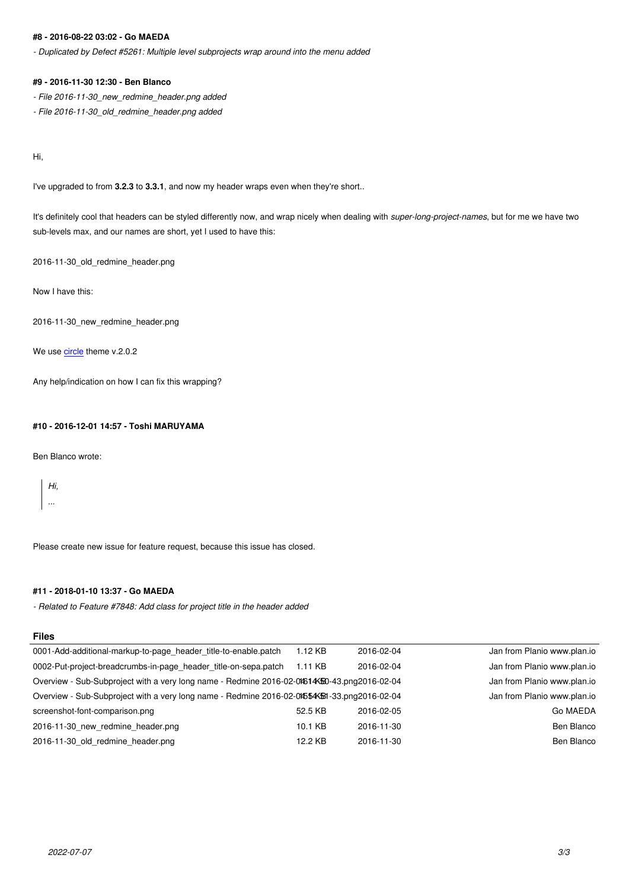#### #8 - 2016-08-22 03:02 - Go MAEDA

*- Duplicated by Defect #5261: Multiple level subprojects wrap around into the menu added*

#### #9 - 2016-11-30 12:30 - Ben Blanco

*- File 2016-11-30_new_redmine_header.png added*

*- File 2016-11-30_old_redmine_header.png added*

Hi,

I've upgraded to from **3.2.3** to **3.3.1**, and now my header wraps even when they're short..

It's definitely cool that headers can be styled differently now, and wrap nicely when dealing with *super-long-project-names*, but for me we have two sub-levels max, and our names are short, yet I used to have this:

2016-11-30_old_redmine_header.png

Now I have this:

2016-11-30_new_redmine_header.png

We use circle theme v.2.0.2

Any help/indication on how I can fix this wrapping?

#### #10 - 2016-12-01 14:57 - Toshi MARUYAMA

Ben Blanco wrote:

> *Hi,*
>
> *...*

Please create new issue for feature request, because this issue has closed.

#### #11 - 2018-01-10 13:37 - Go MAEDA

*- Related to Feature #7848: Add class for project title in the header added*

### Files

| | | | |
|---|---|---|---|
| 0001-Add-additional-markup-to-page_header_title-to-enable.patch | 1.12 KB | 2016-02-04 | Jan from Planio www.plan.io |
| 0002-Put-project-breadcrumbs-in-page_header_title-on-sepa.patch | 1.11 KB | 2016-02-04 | Jan from Planio www.plan.io |
| Overview - Sub-Subproject with a very long name - Redmine 2016-02-04 14-50-43.png | 61 KB | 2016-02-04 | Jan from Planio www.plan.io |
| Overview - Sub-Subproject with a very long name - Redmine 2016-02-04 15-51-33.png | 54 KB | 2016-02-04 | Jan from Planio www.plan.io |
| screenshot-font-comparison.png | 52.5 KB | 2016-02-05 | Go MAEDA |
| 2016-11-30_new_redmine_header.png | 10.1 KB | 2016-11-30 | Ben Blanco |
| 2016-11-30_old_redmine_header.png | 12.2 KB | 2016-11-30 | Ben Blanco |